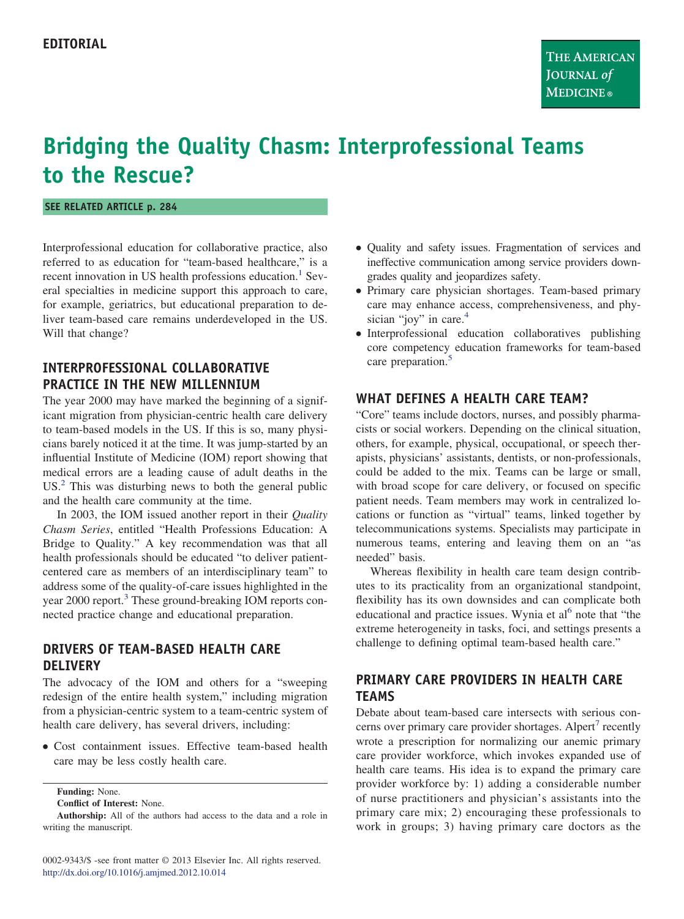EDITORIAL

# Bridging the Quality Chasm: Interprofessional Teams to the Rescue?

SEE RELATED ARTICLE p. 284

Interprofessional education for collaborative practice, also referred to as education for "team-based healthcare," is a recent innovation in US health professions education.[1] Several specialties in medicine support this approach to care, for example, geriatrics, but educational preparation to deliver team-based care remains underdeveloped in the US. Will that change?

## INTERPROFESSIONAL COLLABORATIVE PRACTICE IN THE NEW MILLENNIUM

The year 2000 may have marked the beginning of a significant migration from physician-centric health care delivery to team-based models in the US. If this is so, many physicians barely noticed it at the time. It was jump-started by an influential Institute of Medicine (IOM) report showing that medical errors are a leading cause of adult deaths in the US.[2] This was disturbing news to both the general public and the health care community at the time.

In 2003, the IOM issued another report in their *Quality Chasm Series*, entitled "Health Professions Education: A Bridge to Quality." A key recommendation was that all health professionals should be educated "to deliver patient-centered care as members of an interdisciplinary team" to address some of the quality-of-care issues highlighted in the year 2000 report.[3] These ground-breaking IOM reports connected practice change and educational preparation.

## DRIVERS OF TEAM-BASED HEALTH CARE DELIVERY

The advocacy of the IOM and others for a "sweeping redesign of the entire health system," including migration from a physician-centric system to a team-centric system of health care delivery, has several drivers, including:

- Cost containment issues. Effective team-based health care may be less costly health care.
- Quality and safety issues. Fragmentation of services and ineffective communication among service providers downgrades quality and jeopardizes safety.
- Primary care physician shortages. Team-based primary care may enhance access, comprehensiveness, and physician "joy" in care.[4]
- Interprofessional education collaboratives publishing core competency education frameworks for team-based care preparation.[5]

## WHAT DEFINES A HEALTH CARE TEAM?

"Core" teams include doctors, nurses, and possibly pharmacists or social workers. Depending on the clinical situation, others, for example, physical, occupational, or speech therapists, physicians' assistants, dentists, or non-professionals, could be added to the mix. Teams can be large or small, with broad scope for care delivery, or focused on specific patient needs. Team members may work in centralized locations or function as "virtual" teams, linked together by telecommunications systems. Specialists may participate in numerous teams, entering and leaving them on an "as needed" basis.

Whereas flexibility in health care team design contributes to its practicality from an organizational standpoint, flexibility has its own downsides and can complicate both educational and practice issues. Wynia et al[6] note that "the extreme heterogeneity in tasks, foci, and settings presents a challenge to defining optimal team-based health care."

## PRIMARY CARE PROVIDERS IN HEALTH CARE TEAMS

Debate about team-based care intersects with serious concerns over primary care provider shortages. Alpert[7] recently wrote a prescription for normalizing our anemic primary care provider workforce, which invokes expanded use of health care teams. His idea is to expand the primary care provider workforce by: 1) adding a considerable number of nurse practitioners and physician's assistants into the primary care mix; 2) encouraging these professionals to work in groups; 3) having primary care doctors as the

**Funding:** None.

**Conflict of Interest:** None.

**Authorship:** All of the authors had access to the data and a role in writing the manuscript.

0002-9343/$ -see front matter © 2013 Elsevier Inc. All rights reserved.
http://dx.doi.org/10.1016/j.amjmed.2012.10.014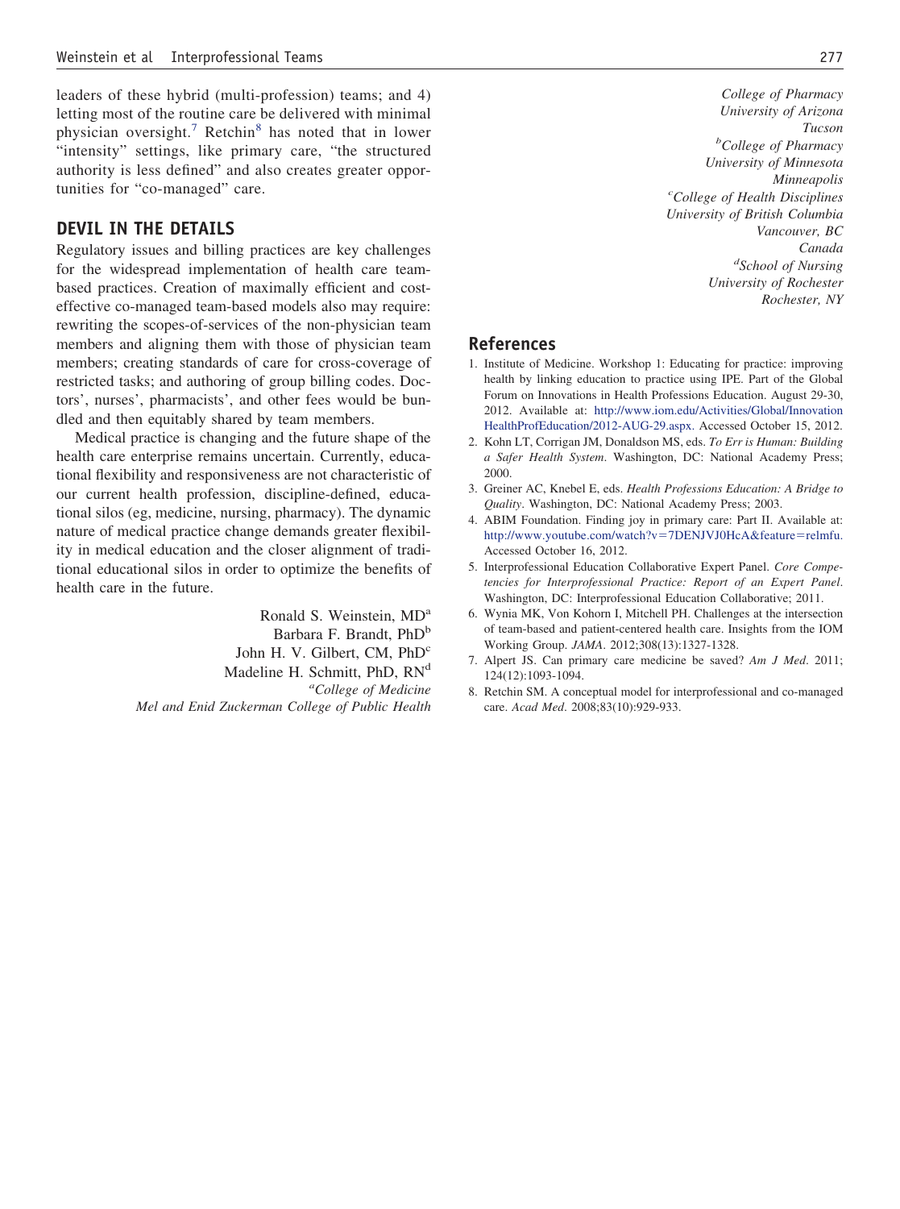leaders of these hybrid (multi-profession) teams; and 4) letting most of the routine care be delivered with minimal physician oversight.[7] Retchin[8] has noted that in lower "intensity" settings, like primary care, "the structured authority is less defined" and also creates greater opportunities for "co-managed" care.

## DEVIL IN THE DETAILS

Regulatory issues and billing practices are key challenges for the widespread implementation of health care team-based practices. Creation of maximally efficient and cost-effective co-managed team-based models also may require: rewriting the scopes-of-services of the non-physician team members and aligning them with those of physician team members; creating standards of care for cross-coverage of restricted tasks; and authoring of group billing codes. Doctors', nurses', pharmacists', and other fees would be bundled and then equitably shared by team members.

Medical practice is changing and the future shape of the health care enterprise remains uncertain. Currently, educational flexibility and responsiveness are not characteristic of our current health profession, discipline-defined, educational silos (eg, medicine, nursing, pharmacy). The dynamic nature of medical practice change demands greater flexibility in medical education and the closer alignment of traditional educational silos in order to optimize the benefits of health care in the future.

Ronald S. Weinstein, MD[a]
Barbara F. Brandt, PhD[b]
John H. V. Gilbert, CM, PhD[c]
Madeline H. Schmitt, PhD, RN[d]

[a]*College of Medicine*
*Mel and Enid Zuckerman College of Public Health*
*College of Pharmacy*
*University of Arizona*
*Tucson*

[b]*College of Pharmacy*
*University of Minnesota*
*Minneapolis*

[c]*College of Health Disciplines*
*University of British Columbia*
*Vancouver, BC*
*Canada*

[d]*School of Nursing*
*University of Rochester*
*Rochester, NY*

## References

1. Institute of Medicine. Workshop 1: Educating for practice: improving health by linking education to practice using IPE. Part of the Global Forum on Innovations in Health Professions Education. August 29-30, 2012. Available at: http://www.iom.edu/Activities/Global/InnovationHealthProfEducation/2012-AUG-29.aspx. Accessed October 15, 2012.
2. Kohn LT, Corrigan JM, Donaldson MS, eds. *To Err is Human: Building a Safer Health System*. Washington, DC: National Academy Press; 2000.
3. Greiner AC, Knebel E, eds. *Health Professions Education: A Bridge to Quality*. Washington, DC: National Academy Press; 2003.
4. ABIM Foundation. Finding joy in primary care: Part II. Available at: http://www.youtube.com/watch?v=7DENJVJ0HcA&feature=relmfu. Accessed October 16, 2012.
5. Interprofessional Education Collaborative Expert Panel. *Core Competencies for Interprofessional Practice: Report of an Expert Panel*. Washington, DC: Interprofessional Education Collaborative; 2011.
6. Wynia MK, Von Kohorn I, Mitchell PH. Challenges at the intersection of team-based and patient-centered health care. Insights from the IOM Working Group. *JAMA*. 2012;308(13):1327-1328.
7. Alpert JS. Can primary care medicine be saved? *Am J Med*. 2011; 124(12):1093-1094.
8. Retchin SM. A conceptual model for interprofessional and co-managed care. *Acad Med*. 2008;83(10):929-933.